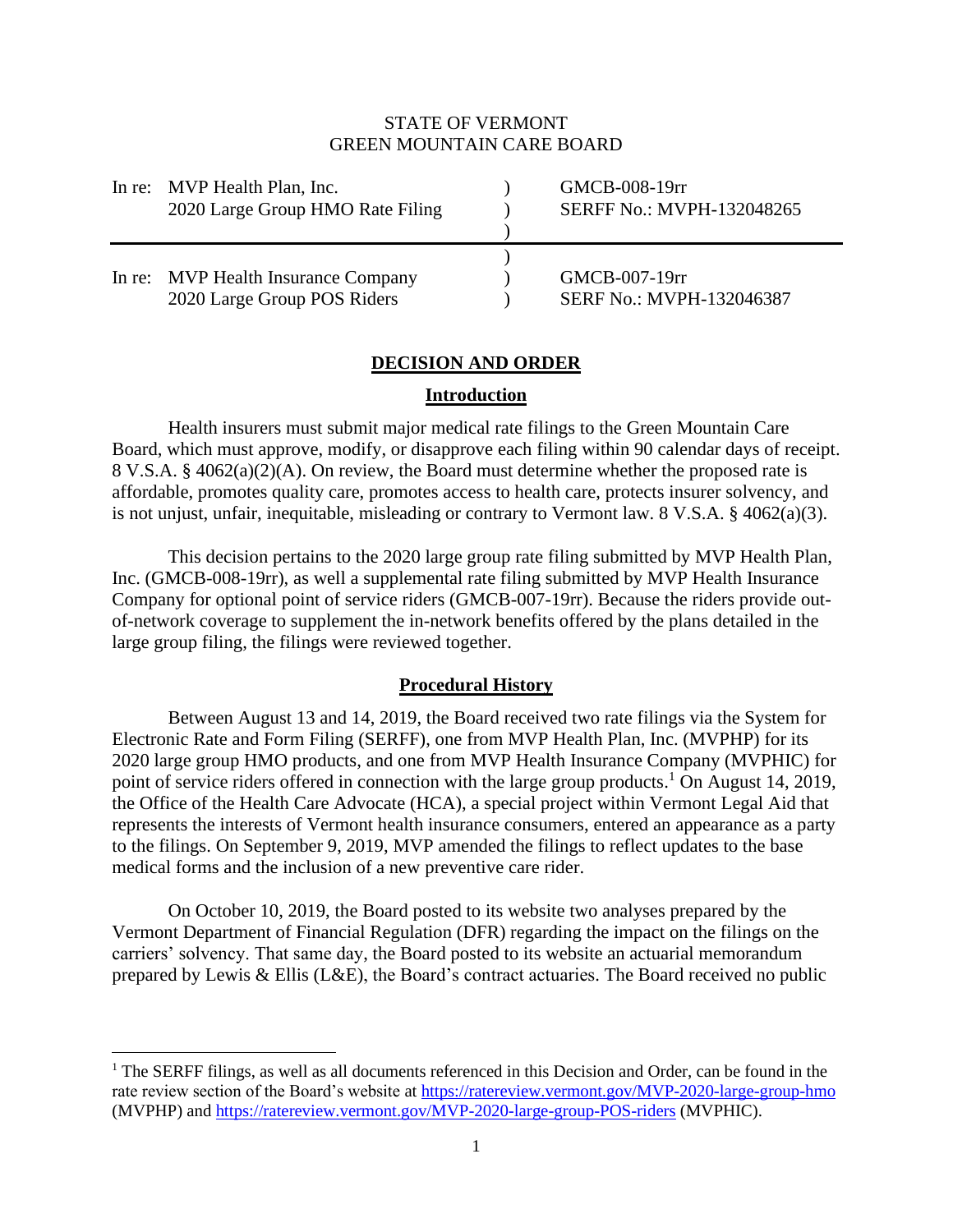STATE OF VERMONT
GREEN MOUNTAIN CARE BOARD

| | | |
|---|---|---|
| In re: MVP Health Plan, Inc.<br>2020 Large Group HMO Rate Filing | ) ) ) | GMCB-008-19rr<br>SERFF No.: MVPH-132048265 |
| In re: MVP Health Insurance Company<br>2020 Large Group POS Riders | ) ) ) | GMCB-007-19rr<br>SERFF No.: MVPH-132046387 |

## DECISION AND ORDER

### Introduction

Health insurers must submit major medical rate filings to the Green Mountain Care Board, which must approve, modify, or disapprove each filing within 90 calendar days of receipt. 8 V.S.A. § 4062(a)(2)(A). On review, the Board must determine whether the proposed rate is affordable, promotes quality care, promotes access to health care, protects insurer solvency, and is not unjust, unfair, inequitable, misleading or contrary to Vermont law. 8 V.S.A. § 4062(a)(3).

This decision pertains to the 2020 large group rate filing submitted by MVP Health Plan, Inc. (GMCB-008-19rr), as well a supplemental rate filing submitted by MVP Health Insurance Company for optional point of service riders (GMCB-007-19rr). Because the riders provide out-of-network coverage to supplement the in-network benefits offered by the plans detailed in the large group filing, the filings were reviewed together.

### Procedural History

Between August 13 and 14, 2019, the Board received two rate filings via the System for Electronic Rate and Form Filing (SERFF), one from MVP Health Plan, Inc. (MVPHP) for its 2020 large group HMO products, and one from MVP Health Insurance Company (MVPHIC) for point of service riders offered in connection with the large group products.[1] On August 14, 2019, the Office of the Health Care Advocate (HCA), a special project within Vermont Legal Aid that represents the interests of Vermont health insurance consumers, entered an appearance as a party to the filings. On September 9, 2019, MVP amended the filings to reflect updates to the base medical forms and the inclusion of a new preventive care rider.

On October 10, 2019, the Board posted to its website two analyses prepared by the Vermont Department of Financial Regulation (DFR) regarding the impact on the filings on the carriers' solvency. That same day, the Board posted to its website an actuarial memorandum prepared by Lewis & Ellis (L&E), the Board's contract actuaries. The Board received no public

---

[1] The SERFF filings, as well as all documents referenced in this Decision and Order, can be found in the rate review section of the Board's website at https://ratereview.vermont.gov/MVP-2020-large-group-hmo (MVPHP) and https://ratereview.vermont.gov/MVP-2020-large-group-POS-riders (MVPHIC).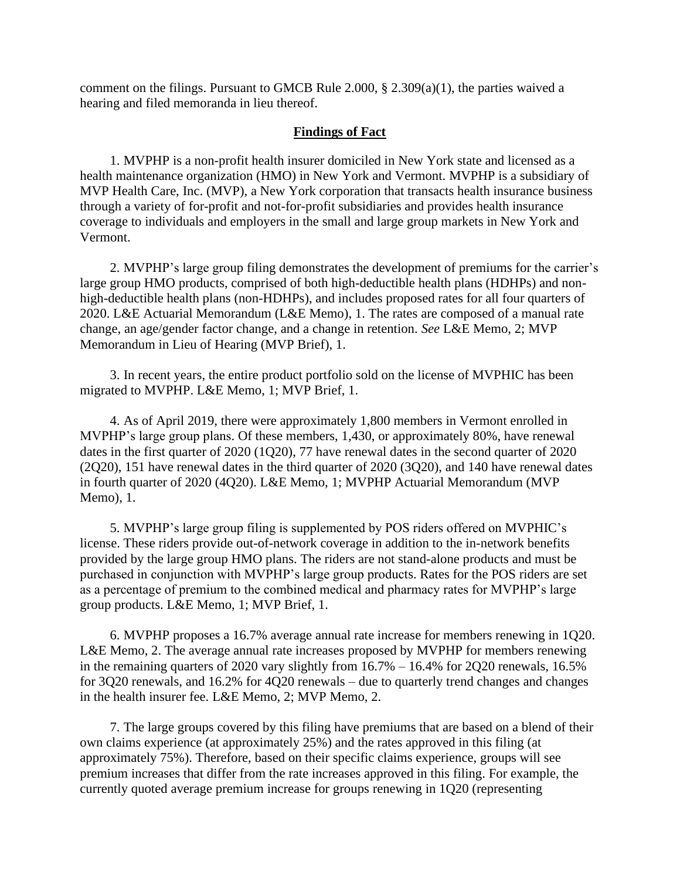comment on the filings. Pursuant to GMCB Rule 2.000, § 2.309(a)(1), the parties waived a hearing and filed memoranda in lieu thereof.

## Findings of Fact

1. MVPHP is a non-profit health insurer domiciled in New York state and licensed as a health maintenance organization (HMO) in New York and Vermont. MVPHP is a subsidiary of MVP Health Care, Inc. (MVP), a New York corporation that transacts health insurance business through a variety of for-profit and not-for-profit subsidiaries and provides health insurance coverage to individuals and employers in the small and large group markets in New York and Vermont.

2. MVPHP's large group filing demonstrates the development of premiums for the carrier's large group HMO products, comprised of both high-deductible health plans (HDHPs) and non-high-deductible health plans (non-HDHPs), and includes proposed rates for all four quarters of 2020. L&E Actuarial Memorandum (L&E Memo), 1. The rates are composed of a manual rate change, an age/gender factor change, and a change in retention. *See* L&E Memo, 2; MVP Memorandum in Lieu of Hearing (MVP Brief), 1.

3. In recent years, the entire product portfolio sold on the license of MVPHIC has been migrated to MVPHP. L&E Memo, 1; MVP Brief, 1.

4. As of April 2019, there were approximately 1,800 members in Vermont enrolled in MVPHP's large group plans. Of these members, 1,430, or approximately 80%, have renewal dates in the first quarter of 2020 (1Q20), 77 have renewal dates in the second quarter of 2020 (2Q20), 151 have renewal dates in the third quarter of 2020 (3Q20), and 140 have renewal dates in fourth quarter of 2020 (4Q20). L&E Memo, 1; MVPHP Actuarial Memorandum (MVP Memo), 1.

5. MVPHP's large group filing is supplemented by POS riders offered on MVPHIC's license. These riders provide out-of-network coverage in addition to the in-network benefits provided by the large group HMO plans. The riders are not stand-alone products and must be purchased in conjunction with MVPHP's large group products. Rates for the POS riders are set as a percentage of premium to the combined medical and pharmacy rates for MVPHP's large group products. L&E Memo, 1; MVP Brief, 1.

6. MVPHP proposes a 16.7% average annual rate increase for members renewing in 1Q20. L&E Memo, 2. The average annual rate increases proposed by MVPHP for members renewing in the remaining quarters of 2020 vary slightly from 16.7% – 16.4% for 2Q20 renewals, 16.5% for 3Q20 renewals, and 16.2% for 4Q20 renewals – due to quarterly trend changes and changes in the health insurer fee. L&E Memo, 2; MVP Memo, 2.

7. The large groups covered by this filing have premiums that are based on a blend of their own claims experience (at approximately 25%) and the rates approved in this filing (at approximately 75%). Therefore, based on their specific claims experience, groups will see premium increases that differ from the rate increases approved in this filing. For example, the currently quoted average premium increase for groups renewing in 1Q20 (representing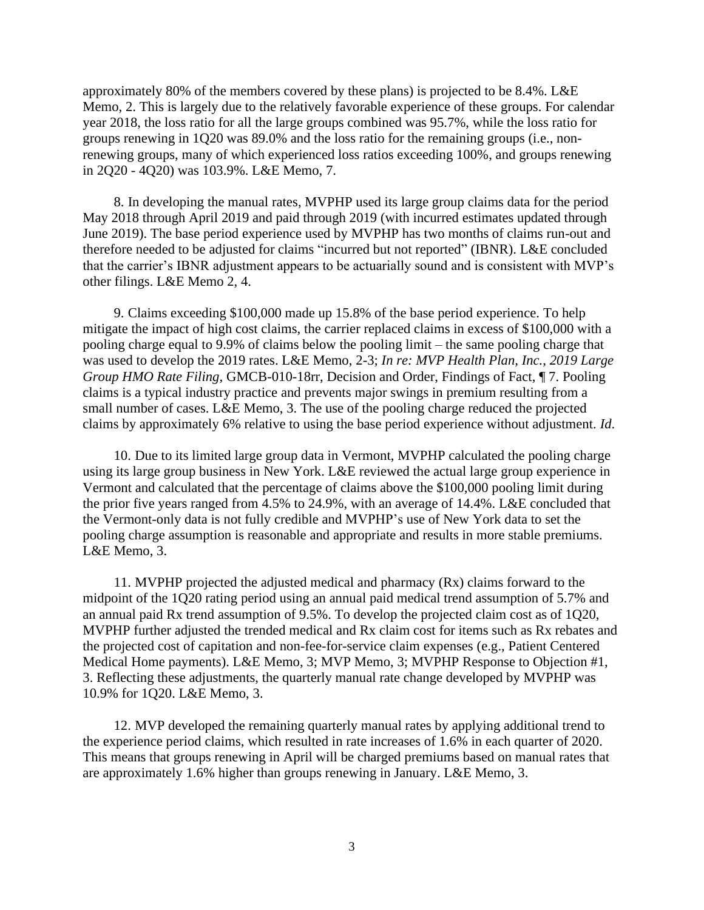approximately 80% of the members covered by these plans) is projected to be 8.4%. L&E Memo, 2. This is largely due to the relatively favorable experience of these groups. For calendar year 2018, the loss ratio for all the large groups combined was 95.7%, while the loss ratio for groups renewing in 1Q20 was 89.0% and the loss ratio for the remaining groups (i.e., non-renewing groups, many of which experienced loss ratios exceeding 100%, and groups renewing in 2Q20 - 4Q20) was 103.9%. L&E Memo, 7.

8. In developing the manual rates, MVPHP used its large group claims data for the period May 2018 through April 2019 and paid through 2019 (with incurred estimates updated through June 2019). The base period experience used by MVPHP has two months of claims run-out and therefore needed to be adjusted for claims "incurred but not reported" (IBNR). L&E concluded that the carrier's IBNR adjustment appears to be actuarially sound and is consistent with MVP's other filings. L&E Memo 2, 4.

9. Claims exceeding $100,000 made up 15.8% of the base period experience. To help mitigate the impact of high cost claims, the carrier replaced claims in excess of $100,000 with a pooling charge equal to 9.9% of claims below the pooling limit – the same pooling charge that was used to develop the 2019 rates. L&E Memo, 2-3; *In re: MVP Health Plan, Inc., 2019 Large Group HMO Rate Filing*, GMCB-010-18rr, Decision and Order, Findings of Fact, ¶ 7. Pooling claims is a typical industry practice and prevents major swings in premium resulting from a small number of cases. L&E Memo, 3. The use of the pooling charge reduced the projected claims by approximately 6% relative to using the base period experience without adjustment. *Id.*

10. Due to its limited large group data in Vermont, MVPHP calculated the pooling charge using its large group business in New York. L&E reviewed the actual large group experience in Vermont and calculated that the percentage of claims above the $100,000 pooling limit during the prior five years ranged from 4.5% to 24.9%, with an average of 14.4%. L&E concluded that the Vermont-only data is not fully credible and MVPHP's use of New York data to set the pooling charge assumption is reasonable and appropriate and results in more stable premiums. L&E Memo, 3.

11. MVPHP projected the adjusted medical and pharmacy (Rx) claims forward to the midpoint of the 1Q20 rating period using an annual paid medical trend assumption of 5.7% and an annual paid Rx trend assumption of 9.5%. To develop the projected claim cost as of 1Q20, MVPHP further adjusted the trended medical and Rx claim cost for items such as Rx rebates and the projected cost of capitation and non-fee-for-service claim expenses (e.g., Patient Centered Medical Home payments). L&E Memo, 3; MVP Memo, 3; MVPHP Response to Objection #1, 3. Reflecting these adjustments, the quarterly manual rate change developed by MVPHP was 10.9% for 1Q20. L&E Memo, 3.

12. MVP developed the remaining quarterly manual rates by applying additional trend to the experience period claims, which resulted in rate increases of 1.6% in each quarter of 2020. This means that groups renewing in April will be charged premiums based on manual rates that are approximately 1.6% higher than groups renewing in January. L&E Memo, 3.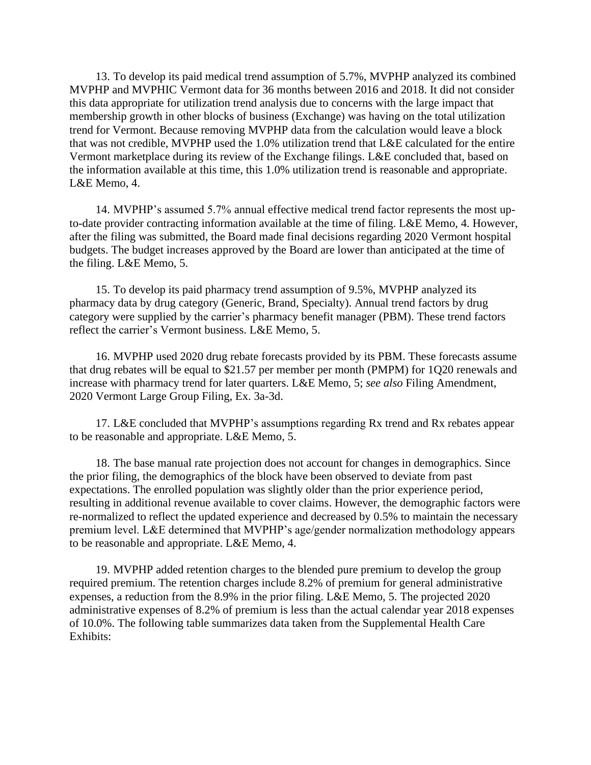13. To develop its paid medical trend assumption of 5.7%, MVPHP analyzed its combined MVPHP and MVPHIC Vermont data for 36 months between 2016 and 2018. It did not consider this data appropriate for utilization trend analysis due to concerns with the large impact that membership growth in other blocks of business (Exchange) was having on the total utilization trend for Vermont. Because removing MVPHP data from the calculation would leave a block that was not credible, MVPHP used the 1.0% utilization trend that L&E calculated for the entire Vermont marketplace during its review of the Exchange filings. L&E concluded that, based on the information available at this time, this 1.0% utilization trend is reasonable and appropriate. L&E Memo, 4.

14. MVPHP's assumed 5.7% annual effective medical trend factor represents the most up-to-date provider contracting information available at the time of filing. L&E Memo, 4. However, after the filing was submitted, the Board made final decisions regarding 2020 Vermont hospital budgets. The budget increases approved by the Board are lower than anticipated at the time of the filing. L&E Memo, 5.

15. To develop its paid pharmacy trend assumption of 9.5%, MVPHP analyzed its pharmacy data by drug category (Generic, Brand, Specialty). Annual trend factors by drug category were supplied by the carrier's pharmacy benefit manager (PBM). These trend factors reflect the carrier's Vermont business. L&E Memo, 5.

16. MVPHP used 2020 drug rebate forecasts provided by its PBM. These forecasts assume that drug rebates will be equal to $21.57 per member per month (PMPM) for 1Q20 renewals and increase with pharmacy trend for later quarters. L&E Memo, 5; *see also* Filing Amendment, 2020 Vermont Large Group Filing, Ex. 3a-3d.

17. L&E concluded that MVPHP's assumptions regarding Rx trend and Rx rebates appear to be reasonable and appropriate. L&E Memo, 5.

18. The base manual rate projection does not account for changes in demographics. Since the prior filing, the demographics of the block have been observed to deviate from past expectations. The enrolled population was slightly older than the prior experience period, resulting in additional revenue available to cover claims. However, the demographic factors were re-normalized to reflect the updated experience and decreased by 0.5% to maintain the necessary premium level. L&E determined that MVPHP's age/gender normalization methodology appears to be reasonable and appropriate. L&E Memo, 4.

19. MVPHP added retention charges to the blended pure premium to develop the group required premium. The retention charges include 8.2% of premium for general administrative expenses, a reduction from the 8.9% in the prior filing. L&E Memo, 5. The projected 2020 administrative expenses of 8.2% of premium is less than the actual calendar year 2018 expenses of 10.0%. The following table summarizes data taken from the Supplemental Health Care Exhibits: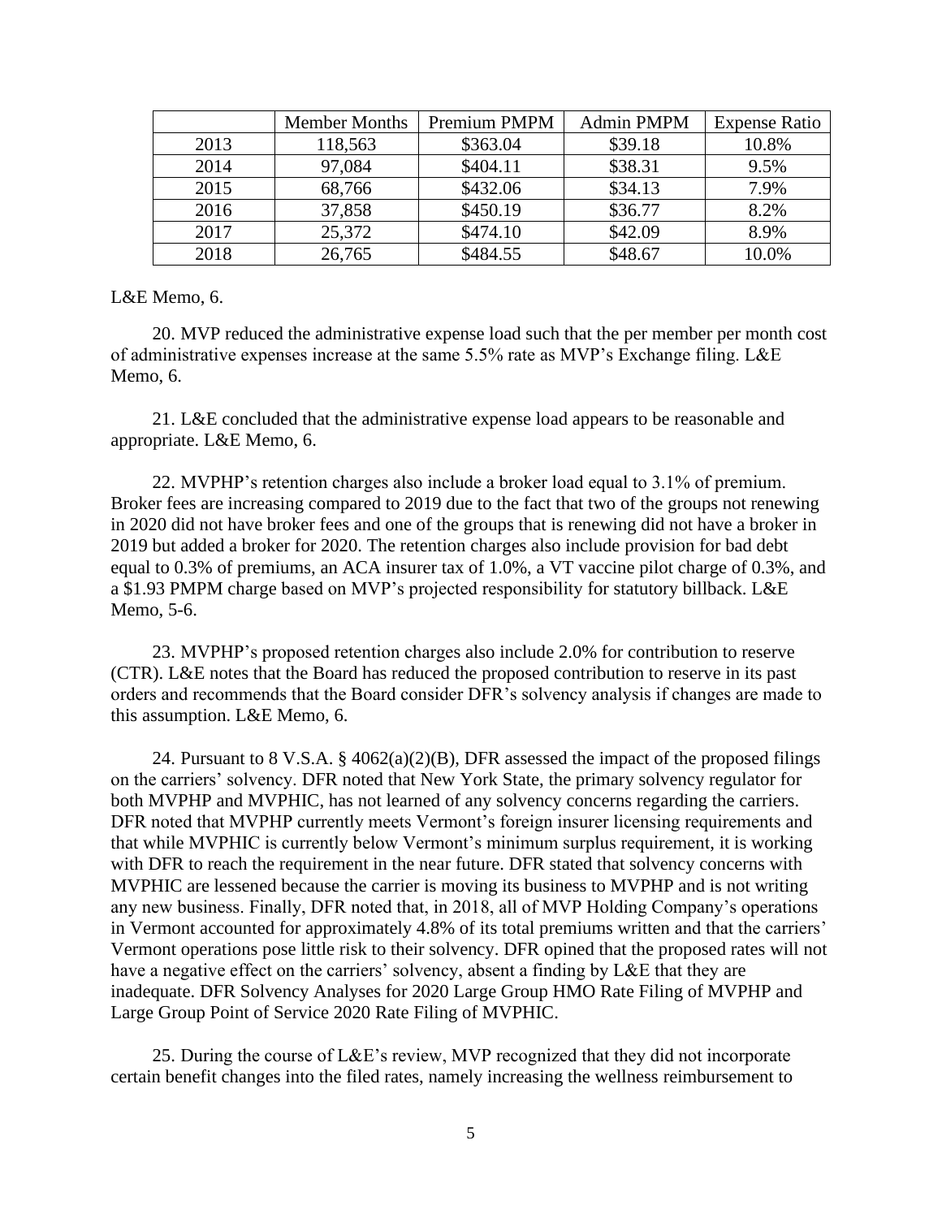| | Member Months | Premium PMPM | Admin PMPM | Expense Ratio |
|---|---|---|---|---|
| 2013 | 118,563 | $363.04 | $39.18 | 10.8% |
| 2014 | 97,084 | $404.11 | $38.31 | 9.5% |
| 2015 | 68,766 | $432.06 | $34.13 | 7.9% |
| 2016 | 37,858 | $450.19 | $36.77 | 8.2% |
| 2017 | 25,372 | $474.10 | $42.09 | 8.9% |
| 2018 | 26,765 | $484.55 | $48.67 | 10.0% |

L&E Memo, 6.

20. MVP reduced the administrative expense load such that the per member per month cost of administrative expenses increase at the same 5.5% rate as MVP's Exchange filing. L&E Memo, 6.

21. L&E concluded that the administrative expense load appears to be reasonable and appropriate. L&E Memo, 6.

22. MVPHP's retention charges also include a broker load equal to 3.1% of premium. Broker fees are increasing compared to 2019 due to the fact that two of the groups not renewing in 2020 did not have broker fees and one of the groups that is renewing did not have a broker in 2019 but added a broker for 2020. The retention charges also include provision for bad debt equal to 0.3% of premiums, an ACA insurer tax of 1.0%, a VT vaccine pilot charge of 0.3%, and a $1.93 PMPM charge based on MVP's projected responsibility for statutory billback. L&E Memo, 5-6.

23. MVPHP's proposed retention charges also include 2.0% for contribution to reserve (CTR). L&E notes that the Board has reduced the proposed contribution to reserve in its past orders and recommends that the Board consider DFR's solvency analysis if changes are made to this assumption. L&E Memo, 6.

24. Pursuant to 8 V.S.A. § 4062(a)(2)(B), DFR assessed the impact of the proposed filings on the carriers' solvency. DFR noted that New York State, the primary solvency regulator for both MVPHP and MVPHIC, has not learned of any solvency concerns regarding the carriers. DFR noted that MVPHP currently meets Vermont's foreign insurer licensing requirements and that while MVPHIC is currently below Vermont's minimum surplus requirement, it is working with DFR to reach the requirement in the near future. DFR stated that solvency concerns with MVPHIC are lessened because the carrier is moving its business to MVPHP and is not writing any new business. Finally, DFR noted that, in 2018, all of MVP Holding Company's operations in Vermont accounted for approximately 4.8% of its total premiums written and that the carriers' Vermont operations pose little risk to their solvency. DFR opined that the proposed rates will not have a negative effect on the carriers' solvency, absent a finding by L&E that they are inadequate. DFR Solvency Analyses for 2020 Large Group HMO Rate Filing of MVPHP and Large Group Point of Service 2020 Rate Filing of MVPHIC.

25. During the course of L&E's review, MVP recognized that they did not incorporate certain benefit changes into the filed rates, namely increasing the wellness reimbursement to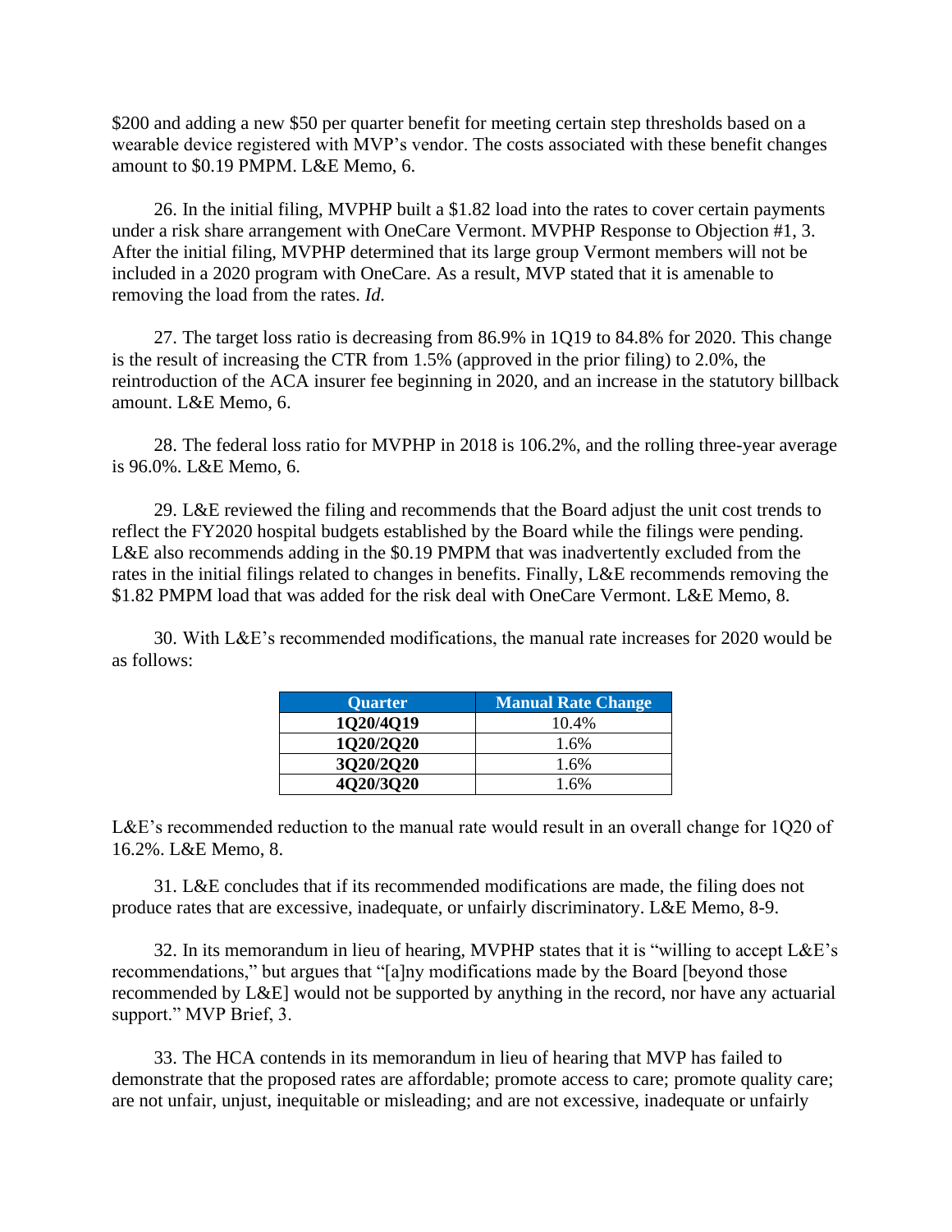$200 and adding a new $50 per quarter benefit for meeting certain step thresholds based on a wearable device registered with MVP's vendor. The costs associated with these benefit changes amount to $0.19 PMPM. L&E Memo, 6.

26. In the initial filing, MVPHP built a $1.82 load into the rates to cover certain payments under a risk share arrangement with OneCare Vermont. MVPHP Response to Objection #1, 3. After the initial filing, MVPHP determined that its large group Vermont members will not be included in a 2020 program with OneCare. As a result, MVP stated that it is amenable to removing the load from the rates. *Id.*

27. The target loss ratio is decreasing from 86.9% in 1Q19 to 84.8% for 2020. This change is the result of increasing the CTR from 1.5% (approved in the prior filing) to 2.0%, the reintroduction of the ACA insurer fee beginning in 2020, and an increase in the statutory billback amount. L&E Memo, 6.

28. The federal loss ratio for MVPHP in 2018 is 106.2%, and the rolling three-year average is 96.0%. L&E Memo, 6.

29. L&E reviewed the filing and recommends that the Board adjust the unit cost trends to reflect the FY2020 hospital budgets established by the Board while the filings were pending. L&E also recommends adding in the $0.19 PMPM that was inadvertently excluded from the rates in the initial filings related to changes in benefits. Finally, L&E recommends removing the $1.82 PMPM load that was added for the risk deal with OneCare Vermont. L&E Memo, 8.

30. With L&E's recommended modifications, the manual rate increases for 2020 would be as follows:

| Quarter | Manual Rate Change |
|---|---|
| 1Q20/4Q19 | 10.4% |
| 1Q20/2Q20 | 1.6% |
| 3Q20/2Q20 | 1.6% |
| 4Q20/3Q20 | 1.6% |

L&E's recommended reduction to the manual rate would result in an overall change for 1Q20 of 16.2%. L&E Memo, 8.

31. L&E concludes that if its recommended modifications are made, the filing does not produce rates that are excessive, inadequate, or unfairly discriminatory. L&E Memo, 8-9.

32. In its memorandum in lieu of hearing, MVPHP states that it is "willing to accept L&E's recommendations," but argues that "[a]ny modifications made by the Board [beyond those recommended by L&E] would not be supported by anything in the record, nor have any actuarial support." MVP Brief, 3.

33. The HCA contends in its memorandum in lieu of hearing that MVP has failed to demonstrate that the proposed rates are affordable; promote access to care; promote quality care; are not unfair, unjust, inequitable or misleading; and are not excessive, inadequate or unfairly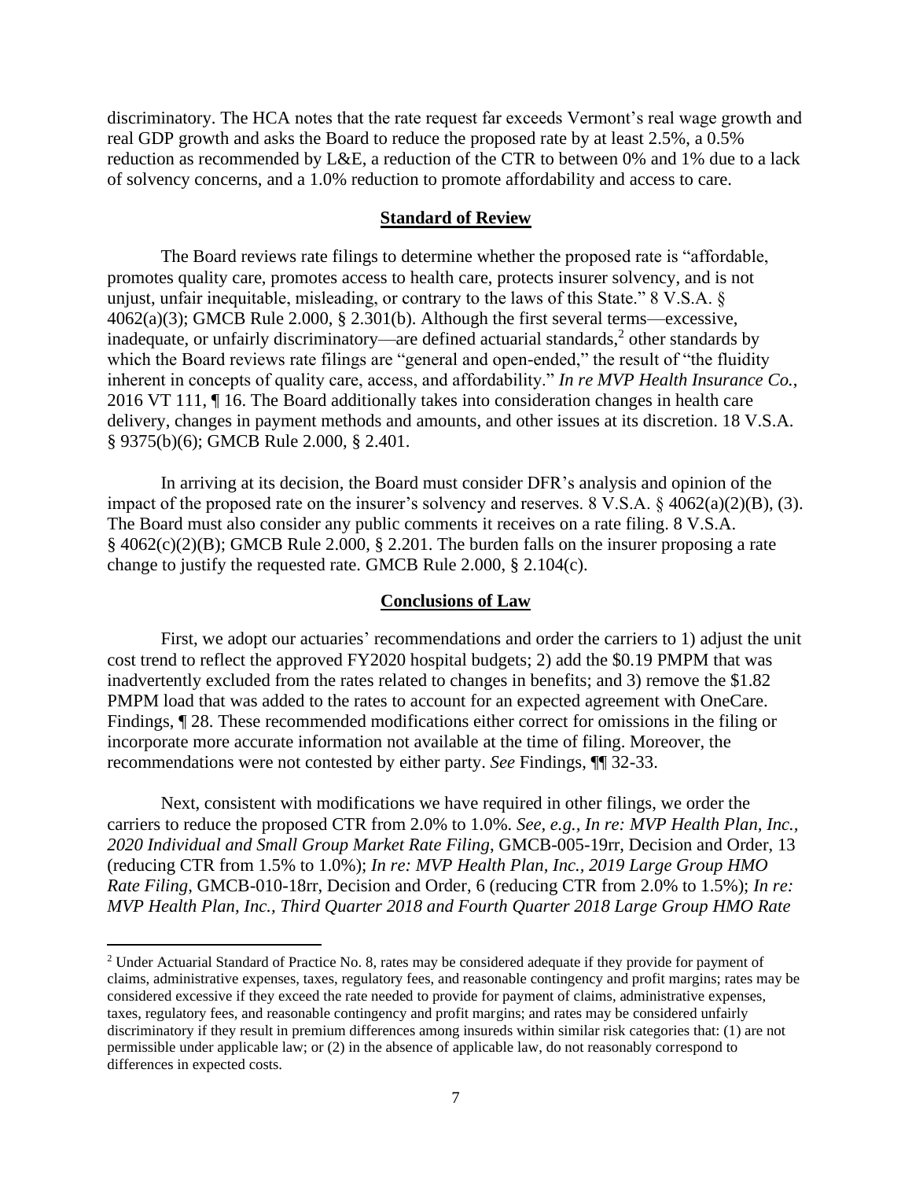discriminatory. The HCA notes that the rate request far exceeds Vermont's real wage growth and real GDP growth and asks the Board to reduce the proposed rate by at least 2.5%, a 0.5% reduction as recommended by L&E, a reduction of the CTR to between 0% and 1% due to a lack of solvency concerns, and a 1.0% reduction to promote affordability and access to care.

## Standard of Review

The Board reviews rate filings to determine whether the proposed rate is "affordable, promotes quality care, promotes access to health care, protects insurer solvency, and is not unjust, unfair inequitable, misleading, or contrary to the laws of this State." 8 V.S.A. § 4062(a)(3); GMCB Rule 2.000, § 2.301(b). Although the first several terms—excessive, inadequate, or unfairly discriminatory—are defined actuarial standards,[2] other standards by which the Board reviews rate filings are "general and open-ended," the result of "the fluidity inherent in concepts of quality care, access, and affordability." *In re MVP Health Insurance Co.*, 2016 VT 111, ¶ 16. The Board additionally takes into consideration changes in health care delivery, changes in payment methods and amounts, and other issues at its discretion. 18 V.S.A. § 9375(b)(6); GMCB Rule 2.000, § 2.401.

In arriving at its decision, the Board must consider DFR's analysis and opinion of the impact of the proposed rate on the insurer's solvency and reserves. 8 V.S.A. § 4062(a)(2)(B), (3). The Board must also consider any public comments it receives on a rate filing. 8 V.S.A. § 4062(c)(2)(B); GMCB Rule 2.000, § 2.201. The burden falls on the insurer proposing a rate change to justify the requested rate. GMCB Rule 2.000, § 2.104(c).

## Conclusions of Law

First, we adopt our actuaries' recommendations and order the carriers to 1) adjust the unit cost trend to reflect the approved FY2020 hospital budgets; 2) add the $0.19 PMPM that was inadvertently excluded from the rates related to changes in benefits; and 3) remove the $1.82 PMPM load that was added to the rates to account for an expected agreement with OneCare. Findings, ¶ 28. These recommended modifications either correct for omissions in the filing or incorporate more accurate information not available at the time of filing. Moreover, the recommendations were not contested by either party. *See* Findings, ¶¶ 32-33.

Next, consistent with modifications we have required in other filings, we order the carriers to reduce the proposed CTR from 2.0% to 1.0%. *See, e.g., In re: MVP Health Plan, Inc., 2020 Individual and Small Group Market Rate Filing*, GMCB-005-19rr, Decision and Order, 13 (reducing CTR from 1.5% to 1.0%); *In re: MVP Health Plan, Inc., 2019 Large Group HMO Rate Filing*, GMCB-010-18rr, Decision and Order, 6 (reducing CTR from 2.0% to 1.5%); *In re: MVP Health Plan, Inc., Third Quarter 2018 and Fourth Quarter 2018 Large Group HMO Rate*

---

[2] Under Actuarial Standard of Practice No. 8, rates may be considered adequate if they provide for payment of claims, administrative expenses, taxes, regulatory fees, and reasonable contingency and profit margins; rates may be considered excessive if they exceed the rate needed to provide for payment of claims, administrative expenses, taxes, regulatory fees, and reasonable contingency and profit margins; and rates may be considered unfairly discriminatory if they result in premium differences among insureds within similar risk categories that: (1) are not permissible under applicable law; or (2) in the absence of applicable law, do not reasonably correspond to differences in expected costs.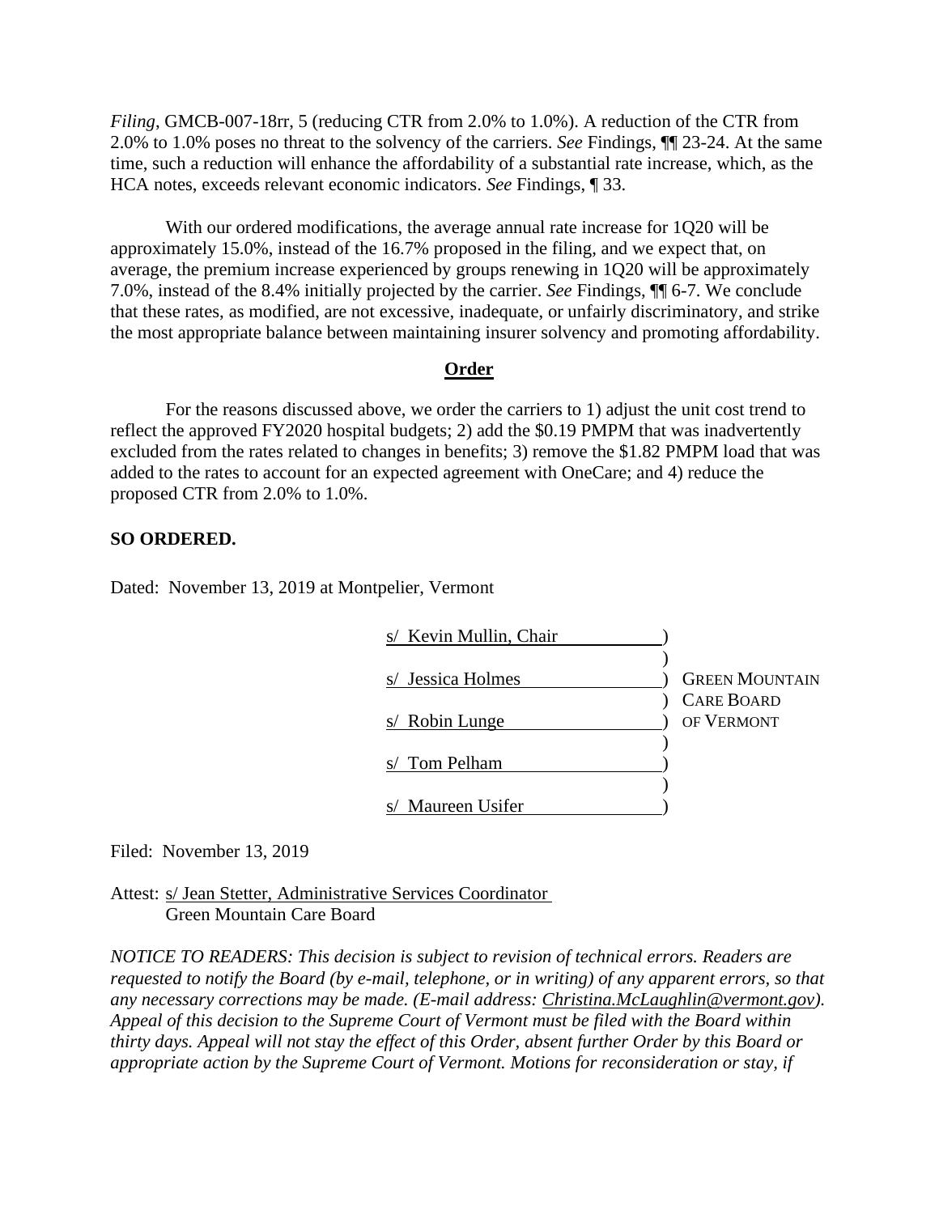*Filing*, GMCB-007-18rr, 5 (reducing CTR from 2.0% to 1.0%). A reduction of the CTR from 2.0% to 1.0% poses no threat to the solvency of the carriers. *See* Findings, ¶¶ 23-24. At the same time, such a reduction will enhance the affordability of a substantial rate increase, which, as the HCA notes, exceeds relevant economic indicators. *See* Findings, ¶ 33.

With our ordered modifications, the average annual rate increase for 1Q20 will be approximately 15.0%, instead of the 16.7% proposed in the filing, and we expect that, on average, the premium increase experienced by groups renewing in 1Q20 will be approximately 7.0%, instead of the 8.4% initially projected by the carrier. *See* Findings, ¶¶ 6-7. We conclude that these rates, as modified, are not excessive, inadequate, or unfairly discriminatory, and strike the most appropriate balance between maintaining insurer solvency and promoting affordability.

## Order

For the reasons discussed above, we order the carriers to 1) adjust the unit cost trend to reflect the approved FY2020 hospital budgets; 2) add the $0.19 PMPM that was inadvertently excluded from the rates related to changes in benefits; 3) remove the $1.82 PMPM load that was added to the rates to account for an expected agreement with OneCare; and 4) reduce the proposed CTR from 2.0% to 1.0%.

**SO ORDERED.**

Dated: November 13, 2019 at Montpelier, Vermont

s/ Kevin Mullin, Chair )
)
s/ Jessica Holmes ) GREEN MOUNTAIN
) CARE BOARD
s/ Robin Lunge ) OF VERMONT
)
s/ Tom Pelham )
)
s/ Maureen Usifer )

Filed: November 13, 2019

Attest: s/ Jean Stetter, Administrative Services Coordinator
Green Mountain Care Board

*NOTICE TO READERS: This decision is subject to revision of technical errors. Readers are requested to notify the Board (by e-mail, telephone, or in writing) of any apparent errors, so that any necessary corrections may be made. (E-mail address: Christina.McLaughlin@vermont.gov). Appeal of this decision to the Supreme Court of Vermont must be filed with the Board within thirty days. Appeal will not stay the effect of this Order, absent further Order by this Board or appropriate action by the Supreme Court of Vermont. Motions for reconsideration or stay, if*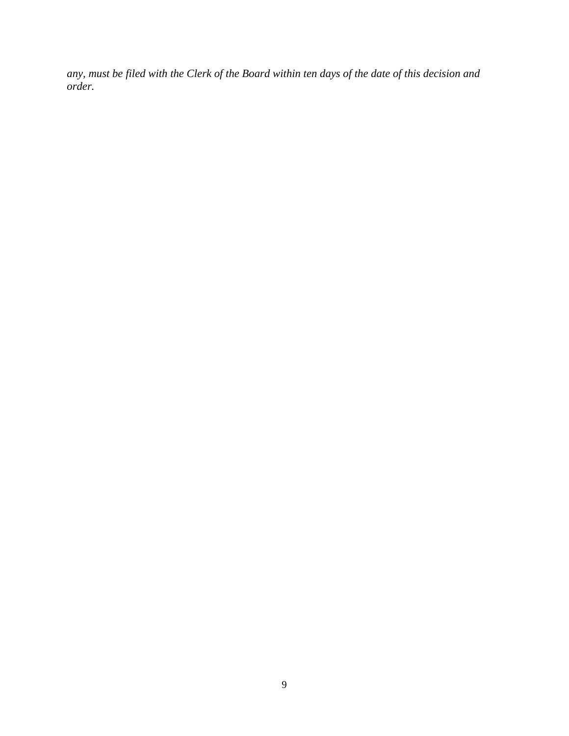*any, must be filed with the Clerk of the Board within ten days of the date of this decision and order.*